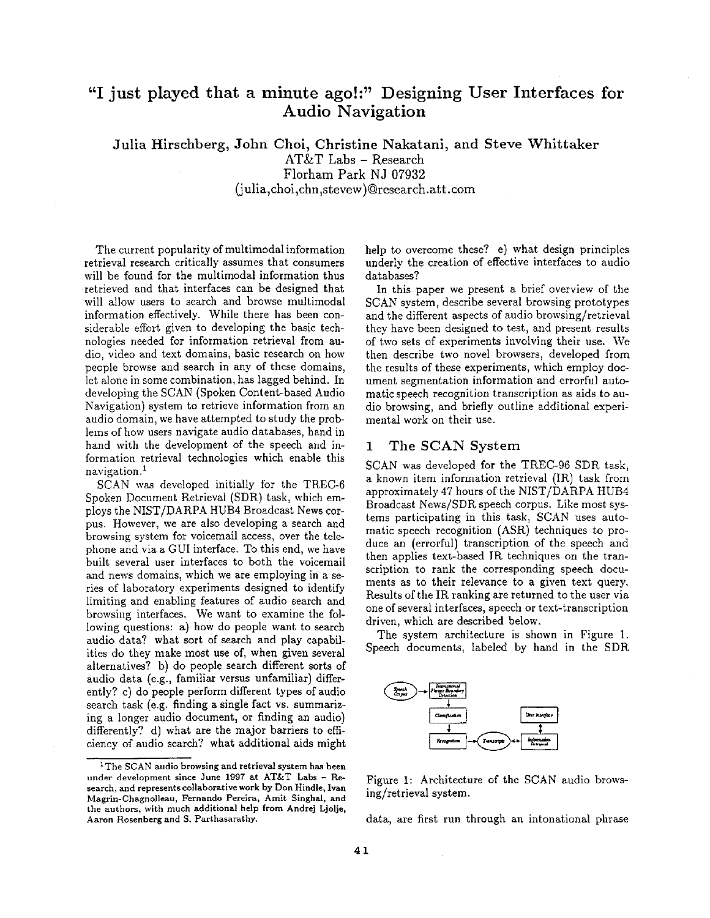# "I just played that a minute ago!:" Designing User Interfaces for Audio Navigation

**Julia Hirschberg, John Choi, Christine Nakatani, and Steve Whittaker**
AT&T Labs – Research
Florham Park NJ 07932
(julia,choi,chn,stevew)@research.att.com

The current popularity of multimodal information retrieval research critically assumes that consumers will be found for the multimodal information thus retrieved and that interfaces can be designed that will allow users to search and browse multimodal information effectively. While there has been considerable effort given to developing the basic technologies needed for information retrieval from audio, video and text domains, basic research on how people browse and search in any of these domains, let alone in some combination, has lagged behind. In developing the SCAN (Spoken Content-based Audio Navigation) system to retrieve information from an audio domain, we have attempted to study the problems of how users navigate audio databases, hand in hand with the development of the speech and information retrieval technologies which enable this navigation.[1]

SCAN was developed initially for the TREC-6 Spoken Document Retrieval (SDR) task, which employs the NIST/DARPA HUB4 Broadcast News corpus. However, we are also developing a search and browsing system for voicemail access, over the telephone and via a GUI interface. To this end, we have built several user interfaces to both the voicemail and news domains, which we are employing in a series of laboratory experiments designed to identify limiting and enabling features of audio search and browsing interfaces. We want to examine the following questions: a) how do people want to search audio data? what sort of search and play capabilities do they make most use of, when given several alternatives? b) do people search different sorts of audio data (e.g., familiar versus unfamiliar) differently? c) do people perform different types of audio search task (e.g. finding a single fact vs. summarizing a longer audio document, or finding an audio) differently? d) what are the major barriers to efficiency of audio search? what additional aids might help to overcome these? e) what design principles underly the creation of effective interfaces to audio databases?

In this paper we present a brief overview of the SCAN system, describe several browsing prototypes and the different aspects of audio browsing/retrieval they have been designed to test, and present results of two sets of experiments involving their use. We then describe two novel browsers, developed from the results of these experiments, which employ document segmentation information and errorful automatic speech recognition transcription as aids to audio browsing, and briefly outline additional experimental work on their use.

## 1 The SCAN System

SCAN was developed for the TREC-96 SDR task, a known item information retrieval (IR) task from approximately 47 hours of the NIST/DARPA HUB4 Broadcast News/SDR speech corpus. Like most systems participating in this task, SCAN uses automatic speech recognition (ASR) techniques to produce an (errorful) transcription of the speech and then applies text-based IR techniques on the transcription to rank the corresponding speech documents as to their relevance to a given text query. Results of the IR ranking are returned to the user via one of several interfaces, speech or text-transcription driven, which are described below.

The system architecture is shown in Figure 1. Speech documents, labeled by hand in the SDR

Figure 1: Architecture of the SCAN audio browsing/retrieval system.

data, are first run through an intonational phrase

[1] The SCAN audio browsing and retrieval system has been under development since June 1997 at AT&T Labs – Research, and represents collaborative work by Don Hindle, Ivan Magrin-Chagnolleau, Fernando Pereira, Amit Singhal, and the authors, with much additional help from Andrej Ljolje, Aaron Rosenberg and S. Parthasarathy.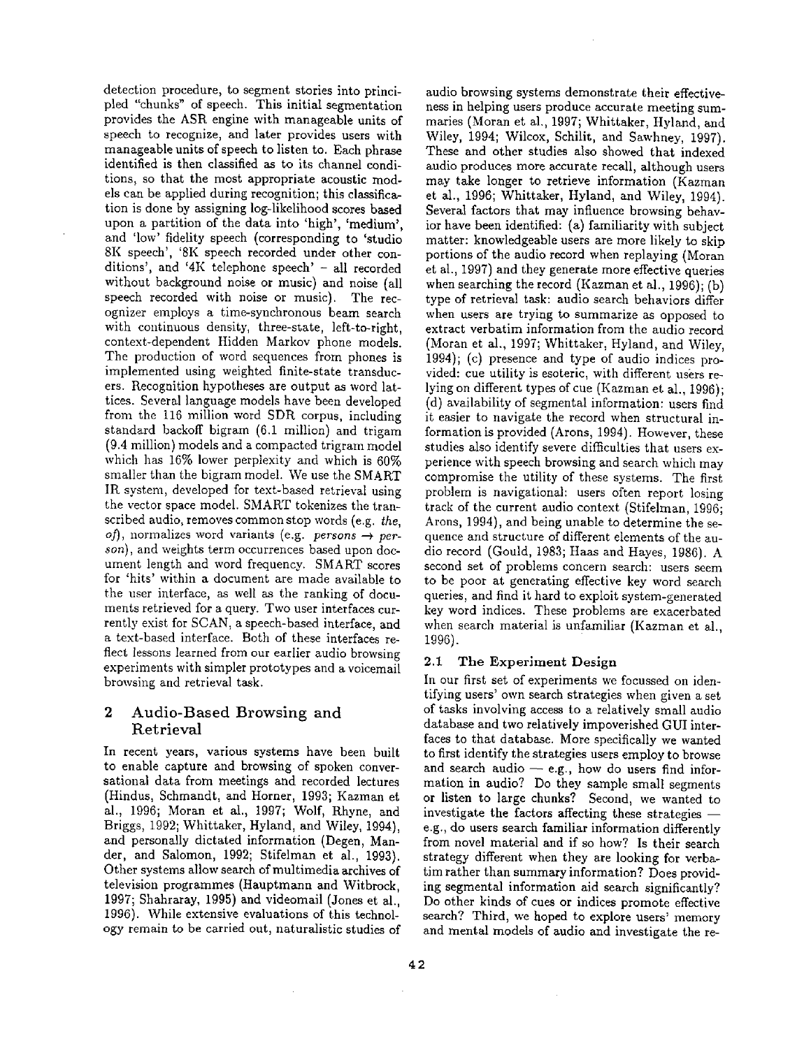detection procedure, to segment stories into principled "chunks" of speech. This initial segmentation provides the ASR engine with manageable units of speech to recognize, and later provides users with manageable units of speech to listen to. Each phrase identified is then classified as to its channel conditions, so that the most appropriate acoustic models can be applied during recognition; this classification is done by assigning log-likelihood scores based upon a partition of the data into 'high', 'medium', and 'low' fidelity speech (corresponding to 'studio 8K speech', '8K speech recorded under other conditions', and '4K telephone speech' – all recorded without background noise or music) and noise (all speech recorded with noise or music). The recognizer employs a time-synchronous beam search with continuous density, three-state, left-to-right, context-dependent Hidden Markov phone models. The production of word sequences from phones is implemented using weighted finite-state transducers. Recognition hypotheses are output as word lattices. Several language models have been developed from the 116 million word SDR corpus, including standard backoff bigram (6.1 million) and trigam (9.4 million) models and a compacted trigram model which has 16% lower perplexity and which is 60% smaller than the bigram model. We use the SMART IR system, developed for text-based retrieval using the vector space model. SMART tokenizes the transcribed audio, removes common stop words (e.g. *the*, *of*), normalizes word variants (e.g. *persons* → *person*), and weights term occurrences based upon document length and word frequency. SMART scores for 'hits' within a document are made available to the user interface, as well as the ranking of documents retrieved for a query. Two user interfaces currently exist for SCAN, a speech-based interface, and a text-based interface. Both of these interfaces reflect lessons learned from our earlier audio browsing experiments with simpler prototypes and a voicemail browsing and retrieval task.

## 2 Audio-Based Browsing and Retrieval

In recent years, various systems have been built to enable capture and browsing of spoken conversational data from meetings and recorded lectures (Hindus, Schmandt, and Horner, 1993; Kazman et al., 1996; Moran et al., 1997; Wolf, Rhyne, and Briggs, 1992; Whittaker, Hyland, and Wiley, 1994), and personally dictated information (Degen, Mander, and Salomon, 1992; Stifelman et al., 1993). Other systems allow search of multimedia archives of television programmes (Hauptmann and Witbrock, 1997; Shahraray, 1995) and videomail (Jones et al., 1996). While extensive evaluations of this technology remain to be carried out, naturalistic studies of audio browsing systems demonstrate their effectiveness in helping users produce accurate meeting summaries (Moran et al., 1997; Whittaker, Hyland, and Wiley, 1994; Wilcox, Schilit, and Sawhney, 1997). These and other studies also showed that indexed audio produces more accurate recall, although users may take longer to retrieve information (Kazman et al., 1996; Whittaker, Hyland, and Wiley, 1994). Several factors that may influence browsing behavior have been identified: (a) familiarity with subject matter: knowledgeable users are more likely to skip portions of the audio record when replaying (Moran et al., 1997) and they generate more effective queries when searching the record (Kazman et al., 1996); (b) type of retrieval task: audio search behaviors differ when users are trying to summarize as opposed to extract verbatim information from the audio record (Moran et al., 1997; Whittaker, Hyland, and Wiley, 1994); (c) presence and type of audio indices provided: cue utility is esoteric, with different users relying on different types of cue (Kazman et al., 1996); (d) availability of segmental information: users find it easier to navigate the record when structural information is provided (Arons, 1994). However, these studies also identify severe difficulties that users experience with speech browsing and search which may compromise the utility of these systems. The first problem is navigational: users often report losing track of the current audio context (Stifelman, 1996; Arons, 1994), and being unable to determine the sequence and structure of different elements of the audio record (Gould, 1983; Haas and Hayes, 1986). A second set of problems concern search: users seem to be poor at generating effective key word search queries, and find it hard to exploit system-generated key word indices. These problems are exacerbated when search material is unfamiliar (Kazman et al., 1996).

### 2.1 The Experiment Design

In our first set of experiments we focussed on identifying users' own search strategies when given a set of tasks involving access to a relatively small audio database and two relatively impoverished GUI interfaces to that database. More specifically we wanted to first identify the strategies users employ to browse and search audio — e.g., how do users find information in audio? Do they sample small segments or listen to large chunks? Second, we wanted to investigate the factors affecting these strategies — e.g., do users search familiar information differently from novel material and if so how? Is their search strategy different when they are looking for verbatim rather than summary information? Does providing segmental information aid search significantly? Do other kinds of cues or indices promote effective search? Third, we hoped to explore users' memory and mental models of audio and investigate the re-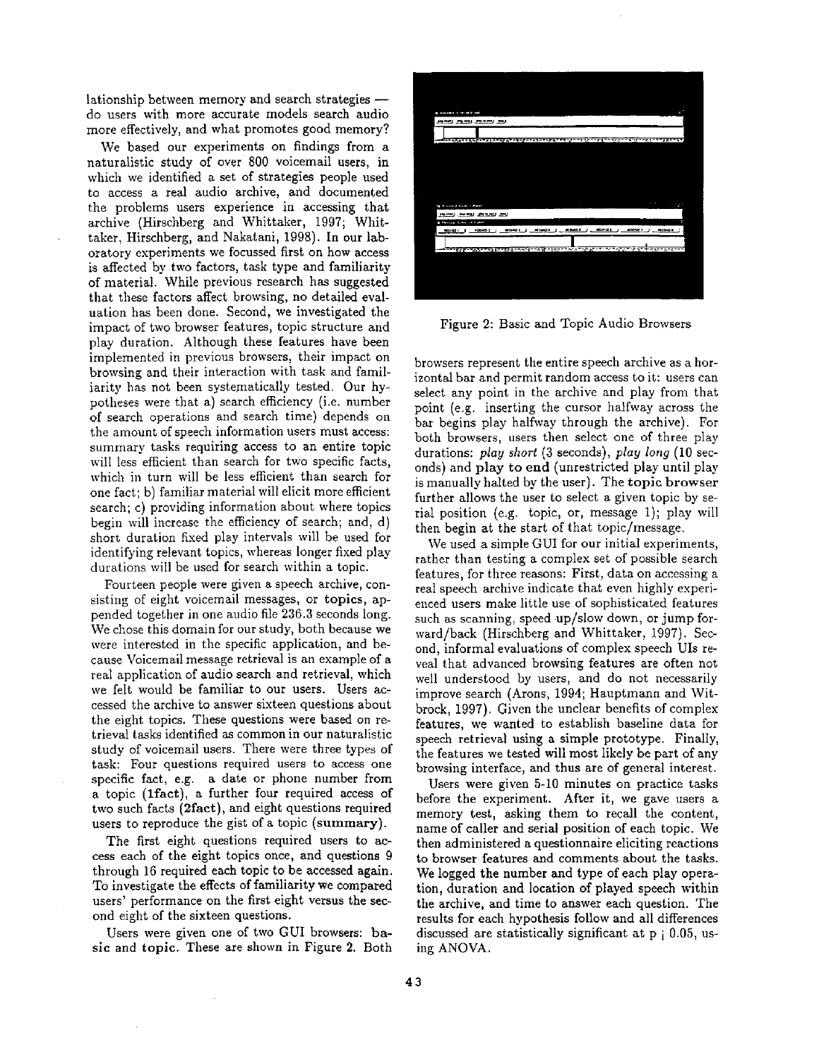lationship between memory and search strategies — do users with more accurate models search audio more effectively, and what promotes good memory?

We based our experiments on findings from a naturalistic study of over 800 voicemail users, in which we identified a set of strategies people used to access a real audio archive, and documented the problems users experience in accessing that archive (Hirschberg and Whittaker, 1997; Whittaker, Hirschberg, and Nakatani, 1998). In our laboratory experiments we focussed first on how access is affected by two factors, task type and familiarity of material. While previous research has suggested that these factors affect browsing, no detailed evaluation has been done. Second, we investigated the impact of two browser features, topic structure and play duration. Although these features have been implemented in previous browsers, their impact on browsing and their interaction with task and familiarity has not been systematically tested. Our hypotheses were that a) search efficiency (i.e. number of search operations and search time) depends on the amount of speech information users must access: summary tasks requiring access to an entire topic will less efficient than search for two specific facts, which in turn will be less efficient than search for one fact; b) familiar material will elicit more efficient search; c) providing information about where topics begin will increase the efficiency of search; and, d) short duration fixed play intervals will be used for identifying relevant topics, whereas longer fixed play durations will be used for search within a topic.

Fourteen people were given a speech archive, consisting of eight voicemail messages, or **topics**, appended together in one audio file 236.3 seconds long. We chose this domain for our study, both because we were interested in the specific application, and because Voicemail message retrieval is an example of a real application of audio search and retrieval, which we felt would be familiar to our users. Users accessed the archive to answer sixteen questions about the eight topics. These questions were based on retrieval tasks identified as common in our naturalistic study of voicemail users. There were three types of task: Four questions required users to access one specific fact, e.g. a date or phone number from a topic (**1fact**), a further four required access of two such facts (**2fact**), and eight questions required users to reproduce the gist of a topic (**summary**).

The first eight questions required users to access each of the eight topics once, and questions 9 through 16 required each topic to be accessed again. To investigate the effects of familiarity we compared users' performance on the first eight versus the second eight of the sixteen questions.

Users were given one of two GUI browsers: **basic** and **topic**. These are shown in Figure 2. Both

Figure 2: Basic and Topic Audio Browsers

browsers represent the entire speech archive as a horizontal bar and permit random access to it: users can select any point in the archive and play from that point (e.g. inserting the cursor halfway across the bar begins play halfway through the archive). For both browsers, users then select one of three play durations: *play short* (3 seconds), *play long* (10 seconds) and **play to end** (unrestricted play until play is manually halted by the user). The **topic browser** further allows the user to select a given topic by serial position (e.g. topic, or, message 1); play will then begin at the start of that topic/message.

We used a simple GUI for our initial experiments, rather than testing a complex set of possible search features, for three reasons: First, data on accessing a real speech archive indicate that even highly experienced users make little use of sophisticated features such as scanning, speed up/slow down, or jump forward/back (Hirschberg and Whittaker, 1997). Second, informal evaluations of complex speech UIs reveal that advanced browsing features are often not well understood by users, and do not necessarily improve search (Arons, 1994; Hauptmann and Witbrock, 1997). Given the unclear benefits of complex features, we wanted to establish baseline data for speech retrieval using a simple prototype. Finally, the features we tested will most likely be part of any browsing interface, and thus are of general interest.

Users were given 5-10 minutes on practice tasks before the experiment. After it, we gave users a memory test, asking them to recall the content, name of caller and serial position of each topic. We then administered a questionnaire eliciting reactions to browser features and comments about the tasks. We logged the number and type of each play operation, duration and location of played speech within the archive, and time to answer each question. The results for each hypothesis follow and all differences discussed are statistically significant at $p < 0.05$, using ANOVA.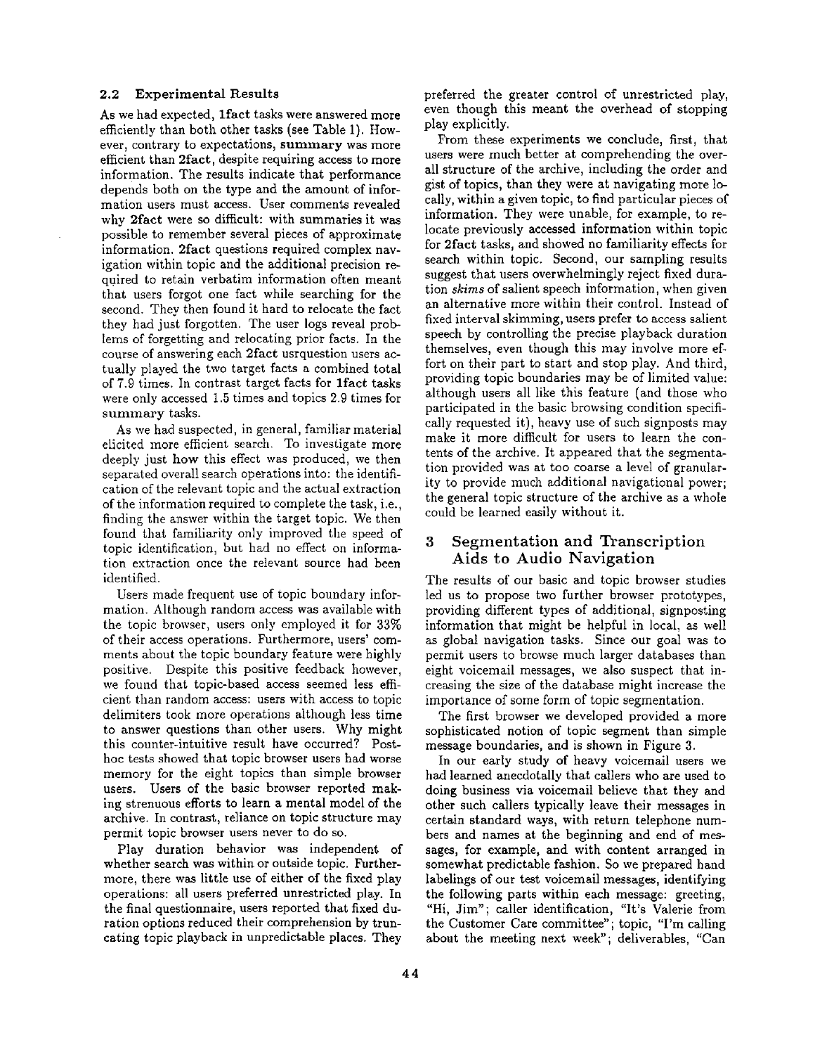### 2.2 Experimental Results

As we had expected, **1fact** tasks were answered more efficiently than both other tasks (see Table 1). However, contrary to expectations, **summary** was more efficient than **2fact**, despite requiring access to more information. The results indicate that performance depends both on the type and the amount of information users must access. User comments revealed why **2fact** were so difficult: with summaries it was possible to remember several pieces of approximate information. **2fact** questions required complex navigation within topic and the additional precision required to retain verbatim information often meant that users forgot one fact while searching for the second. They then found it hard to relocate the fact they had just forgotten. The user logs reveal problems of forgetting and relocating prior facts. In the course of answering each **2fact** usrquestion users actually played the two target facts a combined total of 7.9 times. In contrast target facts for **1fact** tasks were only accessed 1.5 times and topics 2.9 times for **summary** tasks.

As we had suspected, in general, familiar material elicited more efficient search. To investigate more deeply just how this effect was produced, we then separated overall search operations into: the identification of the relevant topic and the actual extraction of the information required to complete the task, i.e., finding the answer within the target topic. We then found that familiarity only improved the speed of topic identification, but had no effect on information extraction once the relevant source had been identified.

Users made frequent use of topic boundary information. Although random access was available with the topic browser, users only employed it for 33% of their access operations. Furthermore, users' comments about the topic boundary feature were highly positive. Despite this positive feedback however, we found that topic-based access seemed less efficient than random access: users with access to topic delimiters took more operations although less time to answer questions than other users. Why might this counter-intuitive result have occurred? Post-hoc tests showed that topic browser users had worse memory for the eight topics than simple browser users. Users of the basic browser reported making strenuous efforts to learn a mental model of the archive. In contrast, reliance on topic structure may permit topic browser users never to do so.

Play duration behavior was independent of whether search was within or outside topic. Furthermore, there was little use of either of the fixed play operations: all users preferred unrestricted play. In the final questionnaire, users reported that fixed duration options reduced their comprehension by truncating topic playback in unpredictable places. They preferred the greater control of unrestricted play, even though this meant the overhead of stopping play explicitly.

From these experiments we conclude, first, that users were much better at comprehending the overall structure of the archive, including the order and gist of topics, than they were at navigating more locally, within a given topic, to find particular pieces of information. They were unable, for example, to relocate previously accessed information within topic for **2fact** tasks, and showed no familiarity effects for search within topic. Second, our sampling results suggest that users overwhelmingly reject fixed duration *skims* of salient speech information, when given an alternative more within their control. Instead of fixed interval skimming, users prefer to access salient speech by controlling the precise playback duration themselves, even though this may involve more effort on their part to start and stop play. And third, providing topic boundaries may be of limited value: although users all like this feature (and those who participated in the basic browsing condition specifically requested it), heavy use of such signposts may make it more difficult for users to learn the contents of the archive. It appeared that the segmentation provided was at too coarse a level of granularity to provide much additional navigational power; the general topic structure of the archive as a whole could be learned easily without it.

## 3 Segmentation and Transcription Aids to Audio Navigation

The results of our basic and topic browser studies led us to propose two further browser prototypes, providing different types of additional, signposting information that might be helpful in local, as well as global navigation tasks. Since our goal was to permit users to browse much larger databases than eight voicemail messages, we also suspect that increasing the size of the database might increase the importance of some form of topic segmentation.

The first browser we developed provided a more sophisticated notion of topic segment than simple message boundaries, and is shown in Figure 3.

In our early study of heavy voicemail users we had learned anecdotally that callers who are used to doing business via voicemail believe that they and other such callers typically leave their messages in certain standard ways, with return telephone numbers and names at the beginning and end of messages, for example, and with content arranged in somewhat predictable fashion. So we prepared hand labelings of our test voicemail messages, identifying the following parts within each message: greeting, "Hi, Jim"; caller identification, "It's Valerie from the Customer Care committee"; topic, "I'm calling about the meeting next week"; deliverables, "Can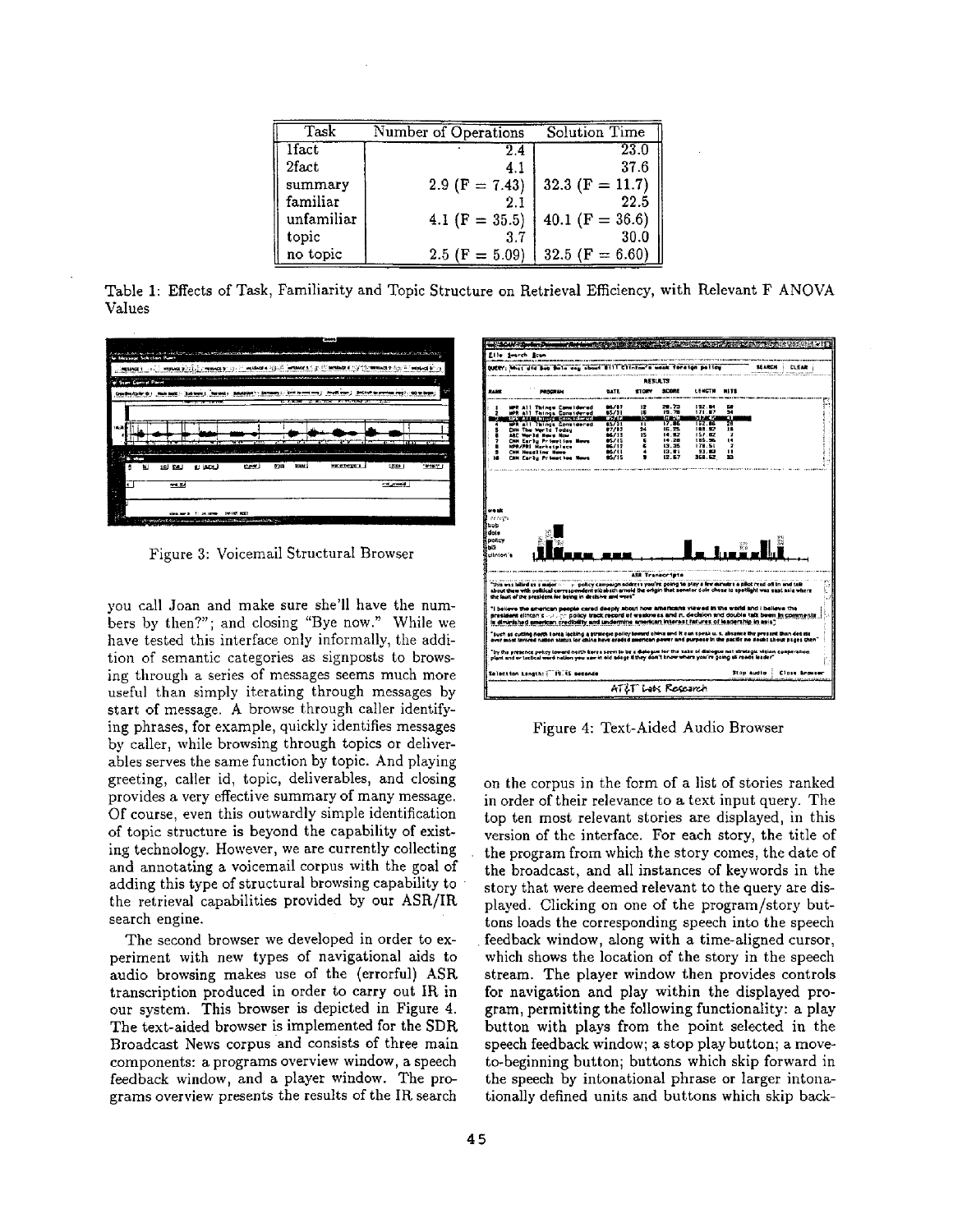| Task | Number of Operations | Solution Time |
|---|---|---|
| 1fact | 2.4 | 23.0 |
| 2fact | 4.1 | 37.6 |
| summary | 2.9 (F = 7.43) | 32.3 (F = 11.7) |
| familiar | 2.1 | 22.5 |
| unfamiliar | 4.1 (F = 35.5) | 40.1 (F = 36.6) |
| topic | 3.7 | 30.0 |
| no topic | 2.5 (F = 5.09) | 32.5 (F = 6.60) |

Table 1: Effects of Task, Familiarity and Topic Structure on Retrieval Efficiency, with Relevant F ANOVA Values

Figure 3: Voicemail Structural Browser

you call Joan and make sure she'll have the numbers by then?"; and closing "Bye now." While we have tested this interface only informally, the addition of semantic categories as signposts to browsing through a series of messages seems much more useful than simply iterating through messages by start of message. A browse through caller identifying phrases, for example, quickly identifies messages by caller, while browsing through topics or deliverables serves the same function by topic. And playing greeting, caller id, topic, deliverables, and closing provides a very effective summary of many message. Of course, even this outwardly simple identification of topic structure is beyond the capability of existing technology. However, we are currently collecting and annotating a voicemail corpus with the goal of adding this type of structural browsing capability to the retrieval capabilities provided by our ASR/IR search engine.

The second browser we developed in order to experiment with new types of navigational aids to audio browsing makes use of the (errorful) ASR transcription produced in order to carry out IR in our system. This browser is depicted in Figure 4. The text-aided browser is implemented for the SDR Broadcast News corpus and consists of three main components: a programs overview window, a speech feedback window, and a player window. The programs overview presents the results of the IR search on the corpus in the form of a list of stories ranked in order of their relevance to a text input query. The top ten most relevant stories are displayed, in this version of the interface. For each story, the title of the program from which the story comes, the date of the broadcast, and all instances of keywords in the story that were deemed relevant to the query are displayed. Clicking on one of the program/story buttons loads the corresponding speech into the speech feedback window, along with a time-aligned cursor, which shows the location of the story in the speech stream. The player window then provides controls for navigation and play within the displayed program, permitting the following functionality: a play button with plays from the point selected in the speech feedback window; a stop play button; a move-to-beginning button; buttons which skip forward in the speech by intonational phrase or larger intonationally defined units and buttons which skip back-

Figure 4: Text-Aided Audio Browser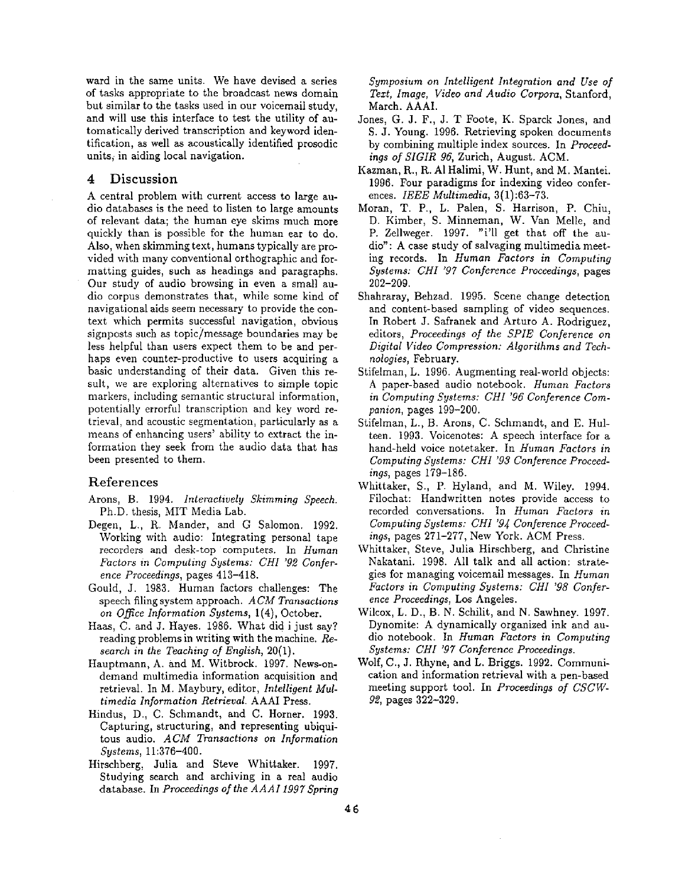ward in the same units. We have devised a series of tasks appropriate to the broadcast news domain but similar to the tasks used in our voicemail study, and will use this interface to test the utility of automatically derived transcription and keyword identification, as well as acoustically identified prosodic units, in aiding local navigation.

## 4 Discussion

A central problem with current access to large audio databases is the need to listen to large amounts of relevant data; the human eye skims much more quickly than is possible for the human ear to do. Also, when skimming text, humans typically are provided with many conventional orthographic and formatting guides, such as headings and paragraphs. Our study of audio browsing in even a small audio corpus demonstrates that, while some kind of navigational aids seem necessary to provide the context which permits successful navigation, obvious signposts such as topic/message boundaries may be less helpful than users expect them to be and perhaps even counter-productive to users acquiring a basic understanding of their data. Given this result, we are exploring alternatives to simple topic markers, including semantic structural information, potentially errorful transcription and key word retrieval, and acoustic segmentation, particularly as a means of enhancing users' ability to extract the information they seek from the audio data that has been presented to them.

## References

Arons, B. 1994. *Interactively Skimming Speech.* Ph.D. thesis, MIT Media Lab.

Degen, L., R. Mander, and G Salomon. 1992. Working with audio: Integrating personal tape recorders and desk-top computers. In *Human Factors in Computing Systems: CHI '92 Conference Proceedings*, pages 413–418.

Gould, J. 1983. Human factors challenges: The speech filing system approach. *ACM Transactions on Office Information Systems*, 1(4), October.

Haas, C. and J. Hayes. 1986. What did i just say? reading problems in writing with the machine. *Research in the Teaching of English*, 20(1).

Hauptmann, A. and M. Witbrock. 1997. News-on-demand multimedia information acquisition and retrieval. In M. Maybury, editor, *Intelligent Multimedia Information Retrieval.* AAAI Press.

Hindus, D., C. Schmandt, and C. Horner. 1993. Capturing, structuring, and representing ubiquitous audio. *ACM Transactions on Information Systems*, 11:376–400.

Hirschberg, Julia and Steve Whittaker. 1997. Studying search and archiving in a real audio database. In *Proceedings of the AAAI 1997 Spring Symposium on Intelligent Integration and Use of Text, Image, Video and Audio Corpora*, Stanford, March. AAAI.

Jones, G. J. F., J. T Foote, K. Sparck Jones, and S. J. Young. 1996. Retrieving spoken documents by combining multiple index sources. In *Proceedings of SIGIR 96*, Zurich, August. ACM.

Kazman, R., R. Al Halimi, W. Hunt, and M. Mantei. 1996. Four paradigms for indexing video conferences. *IEEE Multimedia*, 3(1):63–73.

Moran, T. P., L. Palen, S. Harrison, P. Chiu, D. Kimber, S. Minneman, W. Van Melle, and P. Zellweger. 1997. "i'll get that off the audio": A case study of salvaging multimedia meeting records. In *Human Factors in Computing Systems: CHI '97 Conference Proceedings*, pages 202–209.

Shahraray, Behzad. 1995. Scene change detection and content-based sampling of video sequences. In Robert J. Safranek and Arturo A. Rodriguez, editors, *Proceedings of the SPIE Conference on Digital Video Compression: Algorithms and Technologies*, February.

Stifelman, L. 1996. Augmenting real-world objects: A paper-based audio notebook. *Human Factors in Computing Systems: CHI '96 Conference Companion*, pages 199–200.

Stifelman, L., B. Arons, C. Schmandt, and E. Hulteen. 1993. Voicenotes: A speech interface for a hand-held voice notetaker. In *Human Factors in Computing Systems: CHI '93 Conference Proceedings*, pages 179–186.

Whittaker, S., P. Hyland, and M. Wiley. 1994. Filochat: Handwritten notes provide access to recorded conversations. In *Human Factors in Computing Systems: CHI '94 Conference Proceedings*, pages 271–277, New York. ACM Press.

Whittaker, Steve, Julia Hirschberg, and Christine Nakatani. 1998. All talk and all action: strategies for managing voicemail messages. In *Human Factors in Computing Systems: CHI '98 Conference Proceedings*, Los Angeles.

Wilcox, L. D., B. N. Schilit, and N. Sawhney. 1997. Dynomite: A dynamically organized ink and audio notebook. In *Human Factors in Computing Systems: CHI '97 Conference Proceedings.*

Wolf, C., J. Rhyne, and L. Briggs. 1992. Communication and information retrieval with a pen-based meeting support tool. In *Proceedings of CSCW-92*, pages 322–329.